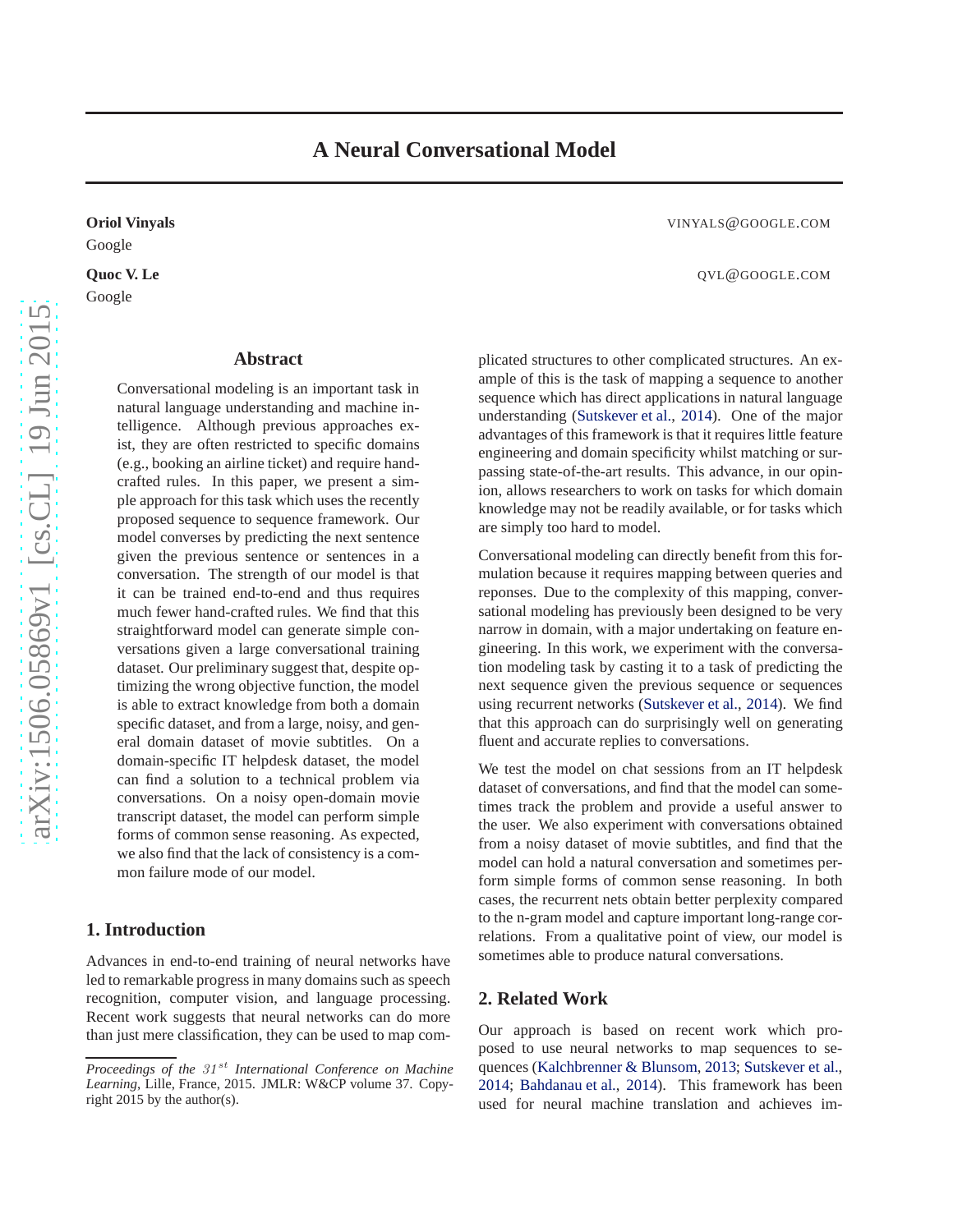# A Neural Conversational Model

**Oriol Vinyals** VINYALS@GOOGLE.COM
Google

**Quoc V. Le** QVL@GOOGLE.COM
Google

## Abstract

Conversational modeling is an important task in natural language understanding and machine intelligence. Although previous approaches exist, they are often restricted to specific domains (e.g., booking an airline ticket) and require hand-crafted rules. In this paper, we present a simple approach for this task which uses the recently proposed sequence to sequence framework. Our model converses by predicting the next sentence given the previous sentence or sentences in a conversation. The strength of our model is that it can be trained end-to-end and thus requires much fewer hand-crafted rules. We find that this straightforward model can generate simple conversations given a large conversational training dataset. Our preliminary suggest that, despite optimizing the wrong objective function, the model is able to extract knowledge from both a domain specific dataset, and from a large, noisy, and general domain dataset of movie subtitles. On a domain-specific IT helpdesk dataset, the model can find a solution to a technical problem via conversations. On a noisy open-domain movie transcript dataset, the model can perform simple forms of common sense reasoning. As expected, we also find that the lack of consistency is a common failure mode of our model.

## 1. Introduction

Advances in end-to-end training of neural networks have led to remarkable progress in many domains such as speech recognition, computer vision, and language processing. Recent work suggests that neural networks can do more than just mere classification, they can be used to map complicated structures to other complicated structures. An example of this is the task of mapping a sequence to another sequence which has direct applications in natural language understanding (Sutskever et al., 2014). One of the major advantages of this framework is that it requires little feature engineering and domain specificity whilst matching or surpassing state-of-the-art results. This advance, in our opinion, allows researchers to work on tasks for which domain knowledge may not be readily available, or for tasks which are simply too hard to model.

Conversational modeling can directly benefit from this formulation because it requires mapping between queries and reponses. Due to the complexity of this mapping, conversational modeling has previously been designed to be very narrow in domain, with a major undertaking on feature engineering. In this work, we experiment with the conversation modeling task by casting it to a task of predicting the next sequence given the previous sequence or sequences using recurrent networks (Sutskever et al., 2014). We find that this approach can do surprisingly well on generating fluent and accurate replies to conversations.

We test the model on chat sessions from an IT helpdesk dataset of conversations, and find that the model can sometimes track the problem and provide a useful answer to the user. We also experiment with conversations obtained from a noisy dataset of movie subtitles, and find that the model can hold a natural conversation and sometimes perform simple forms of common sense reasoning. In both cases, the recurrent nets obtain better perplexity compared to the n-gram model and capture important long-range correlations. From a qualitative point of view, our model is sometimes able to produce natural conversations.

## 2. Related Work

Our approach is based on recent work which proposed to use neural networks to map sequences to sequences (Kalchbrenner & Blunsom, 2013; Sutskever et al., 2014; Bahdanau et al., 2014). This framework has been used for neural machine translation and achieves im-

---

*Proceedings of the $31^{st}$ International Conference on Machine Learning*, Lille, France, 2015. JMLR: W&CP volume 37. Copyright 2015 by the author(s).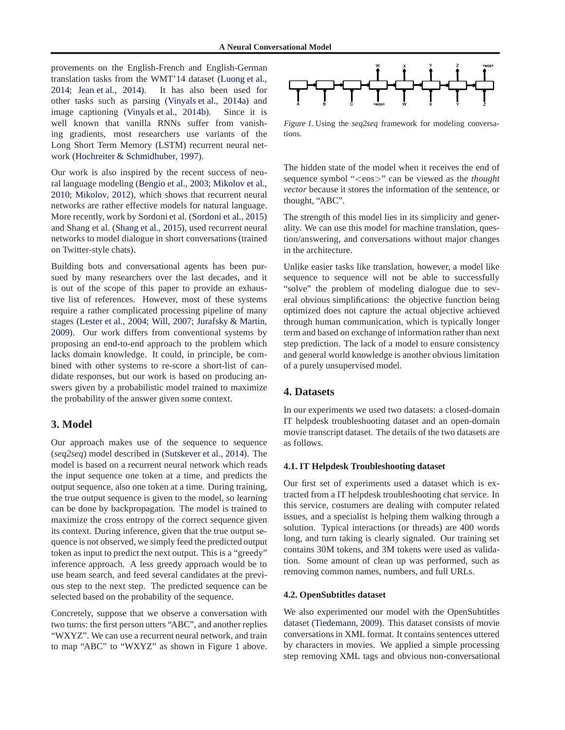provements on the English-French and English-German translation tasks from the WMT'14 dataset (Luong et al., 2014; Jean et al., 2014). It has also been used for other tasks such as parsing (Vinyals et al., 2014a) and image captioning (Vinyals et al., 2014b). Since it is well known that vanilla RNNs suffer from vanishing gradients, most researchers use variants of the Long Short Term Memory (LSTM) recurrent neural network (Hochreiter & Schmidhuber, 1997).

Our work is also inspired by the recent success of neural language modeling (Bengio et al., 2003; Mikolov et al., 2010; Mikolov, 2012), which shows that recurrent neural networks are rather effective models for natural language. More recently, work by Sordoni et al. (Sordoni et al., 2015) and Shang et al. (Shang et al., 2015), used recurrent neural networks to model dialogue in short conversations (trained on Twitter-style chats).

Building bots and conversational agents has been pursued by many researchers over the last decades, and it is out of the scope of this paper to provide an exhaustive list of references. However, most of these systems require a rather complicated processing pipeline of many stages (Lester et al., 2004; Will, 2007; Jurafsky & Martin, 2009). Our work differs from conventional systems by proposing an end-to-end approach to the problem which lacks domain knowledge. It could, in principle, be combined with other systems to re-score a short-list of candidate responses, but our work is based on producing answers given by a probabilistic model trained to maximize the probability of the answer given some context.

## 3. Model

Our approach makes use of the sequence to sequence (*seq2seq*) model described in (Sutskever et al., 2014). The model is based on a recurrent neural network which reads the input sequence one token at a time, and predicts the output sequence, also one token at a time. During training, the true output sequence is given to the model, so learning can be done by backpropagation. The model is trained to maximize the cross entropy of the correct sequence given its context. During inference, given that the true output sequence is not observed, we simply feed the predicted output token as input to predict the next output. This is a "greedy" inference approach. A less greedy approach would be to use beam search, and feed several candidates at the previous step to the next step. The predicted sequence can be selected based on the probability of the sequence.

Concretely, suppose that we observe a conversation with two turns: the first person utters "ABC", and another replies "WXYZ". We can use a recurrent neural network, and train to map "ABC" to "WXYZ" as shown in Figure 1 above.

*Figure 1.* Using the *seq2seq* framework for modeling conversations.

The hidden state of the model when it receives the end of sequence symbol "<eos>" can be viewed as the *thought vector* because it stores the information of the sentence, or thought, "ABC".

The strength of this model lies in its simplicity and generality. We can use this model for machine translation, question/answering, and conversations without major changes in the architecture.

Unlike easier tasks like translation, however, a model like sequence to sequence will not be able to successfully "solve" the problem of modeling dialogue due to several obvious simplifications: the objective function being optimized does not capture the actual objective achieved through human communication, which is typically longer term and based on exchange of information rather than next step prediction. The lack of a model to ensure consistency and general world knowledge is another obvious limitation of a purely unsupervised model.

## 4. Datasets

In our experiments we used two datasets: a closed-domain IT helpdesk troubleshooting dataset and an open-domain movie transcript dataset. The details of the two datasets are as follows.

### 4.1. IT Helpdesk Troubleshooting dataset

Our first set of experiments used a dataset which is extracted from a IT helpdesk troubleshooting chat service. In this service, costumers are dealing with computer related issues, and a specialist is helping them walking through a solution. Typical interactions (or threads) are 400 words long, and turn taking is clearly signaled. Our training set contains 30M tokens, and 3M tokens were used as validation. Some amount of clean up was performed, such as removing common names, numbers, and full URLs.

### 4.2. OpenSubtitles dataset

We also experimented our model with the OpenSubtitles dataset (Tiedemann, 2009). This dataset consists of movie conversations in XML format. It contains sentences uttered by characters in movies. We applied a simple processing step removing XML tags and obvious non-conversational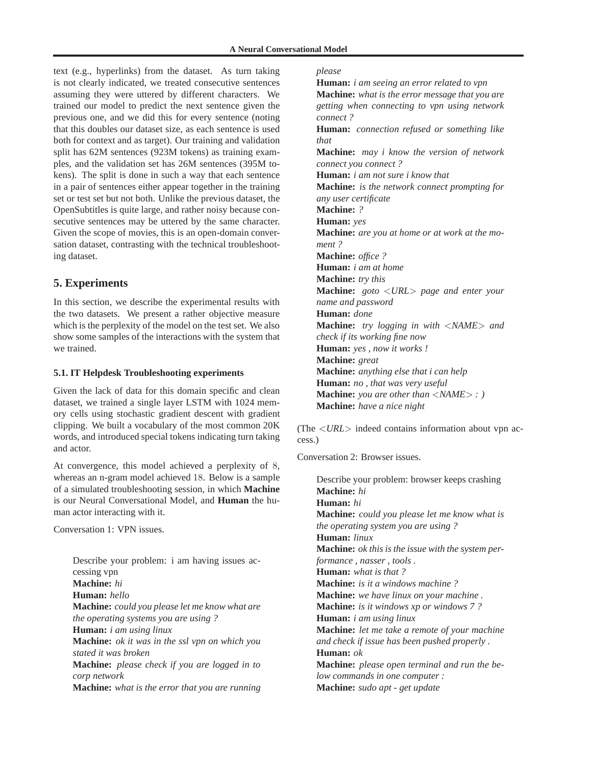text (e.g., hyperlinks) from the dataset. As turn taking is not clearly indicated, we treated consecutive sentences assuming they were uttered by different characters. We trained our model to predict the next sentence given the previous one, and we did this for every sentence (noting that this doubles our dataset size, as each sentence is used both for context and as target). Our training and validation split has 62M sentences (923M tokens) as training examples, and the validation set has 26M sentences (395M tokens). The split is done in such a way that each sentence in a pair of sentences either appear together in the training set or test set but not both. Unlike the previous dataset, the OpenSubtitles is quite large, and rather noisy because consecutive sentences may be uttered by the same character. Given the scope of movies, this is an open-domain conversation dataset, contrasting with the technical troubleshooting dataset.

## 5. Experiments

In this section, we describe the experimental results with the two datasets. We present a rather objective measure which is the perplexity of the model on the test set. We also show some samples of the interactions with the system that we trained.

### 5.1. IT Helpdesk Troubleshooting experiments

Given the lack of data for this domain specific and clean dataset, we trained a single layer LSTM with 1024 memory cells using stochastic gradient descent with gradient clipping. We built a vocabulary of the most common 20K words, and introduced special tokens indicating turn taking and actor.

At convergence, this model achieved a perplexity of 8, whereas an n-gram model achieved 18. Below is a sample of a simulated troubleshooting session, in which **Machine** is our Neural Conversational Model, and **Human** the human actor interacting with it.

Conversation 1: VPN issues.

> Describe your problem: i am having issues accessing vpn
> **Machine:** *hi*
> **Human:** *hello*
> **Machine:** *could you please let me know what are the operating systems you are using ?*
> **Human:** *i am using linux*
> **Machine:** *ok it was in the ssl vpn on which you stated it was broken*
> **Machine:** *please check if you are logged in to corp network*
> **Machine:** *what is the error that you are running please*
> **Human:** *i am seeing an error related to vpn*
> **Machine:** *what is the error message that you are getting when connecting to vpn using network connect ?*
> **Human:** *connection refused or something like that*
> **Machine:** *may i know the version of network connect you connect ?*
> **Human:** *i am not sure i know that*
> **Machine:** *is the network connect prompting for any user certificate*
> **Machine:** *?*
> **Human:** *yes*
> **Machine:** *are you at home or at work at the moment ?*
> **Machine:** *office ?*
> **Human:** *i am at home*
> **Machine:** *try this*
> **Machine:** *goto <URL> page and enter your name and password*
> **Human:** *done*
> **Machine:** *try logging in with <NAME> and check if its working fine now*
> **Human:** *yes , now it works !*
> **Machine:** *great*
> **Machine:** *anything else that i can help*
> **Human:** *no , that was very useful*
> **Machine:** *you are other than <NAME> : )*
> **Machine:** *have a nice night*

(The <*URL*> indeed contains information about vpn access.)

Conversation 2: Browser issues.

> Describe your problem: browser keeps crashing
> **Machine:** *hi*
> **Human:** *hi*
> **Machine:** *could you please let me know what is the operating system you are using ?*
> **Human:** *linux*
> **Machine:** *ok this is the issue with the system performance , nasser , tools .*
> **Human:** *what is that ?*
> **Machine:** *is it a windows machine ?*
> **Machine:** *we have linux on your machine .*
> **Machine:** *is it windows xp or windows 7 ?*
> **Human:** *i am using linux*
> **Machine:** *let me take a remote of your machine and check if issue has been pushed properly .*
> **Human:** *ok*
> **Machine:** *please open terminal and run the below commands in one computer :*
> **Machine:** *sudo apt - get update*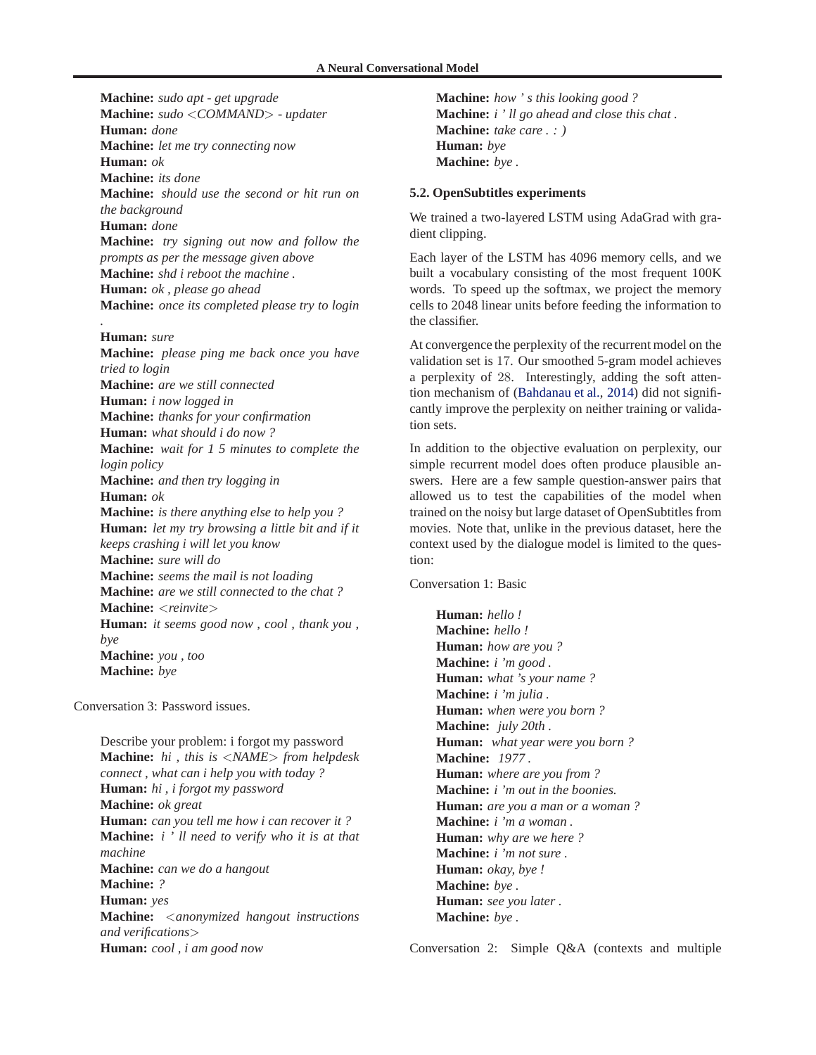**Machine:** *sudo apt - get upgrade*
**Machine:** *sudo <COMMAND> - updater*
**Human:** *done*
**Machine:** *let me try connecting now*
**Human:** *ok*
**Machine:** *its done*
**Machine:** *should use the second or hit run on the background*
**Human:** *done*
**Machine:** *try signing out now and follow the prompts as per the message given above*
**Machine:** *shd i reboot the machine .*
**Human:** *ok , please go ahead*
**Machine:** *once its completed please try to login .*
**Human:** *sure*
**Machine:** *please ping me back once you have tried to login*
**Machine:** *are we still connected*
**Human:** *i now logged in*
**Machine:** *thanks for your confirmation*
**Human:** *what should i do now ?*
**Machine:** *wait for 1 5 minutes to complete the login policy*
**Machine:** *and then try logging in*
**Human:** *ok*
**Machine:** *is there anything else to help you ?*
**Human:** *let my try browsing a little bit and if it keeps crashing i will let you know*
**Machine:** *sure will do*
**Machine:** *seems the mail is not loading*
**Machine:** *are we still connected to the chat ?*
**Machine:** *<reinvite>*
**Human:** *it seems good now , cool , thank you , bye*
**Machine:** *you , too*
**Machine:** *bye*

Conversation 3: Password issues.

Describe your problem: i forgot my password
**Machine:** *hi , this is <NAME> from helpdesk connect , what can i help you with today ?*
**Human:** *hi , i forgot my password*
**Machine:** *ok great*
**Human:** *can you tell me how i can recover it ?*
**Machine:** *i ' ll need to verify who it is at that machine*
**Machine:** *can we do a hangout*
**Machine:** *?*
**Human:** *yes*
**Machine:** *<anonymized hangout instructions and verifications>*
**Human:** *cool , i am good now*
**Machine:** *how ' s this looking good ?*
**Machine:** *i ' ll go ahead and close this chat .*
**Machine:** *take care . : )*
**Human:** *bye*
**Machine:** *bye .*

### 5.2. OpenSubtitles experiments

We trained a two-layered LSTM using AdaGrad with gradient clipping.

Each layer of the LSTM has 4096 memory cells, and we built a vocabulary consisting of the most frequent 100K words. To speed up the softmax, we project the memory cells to 2048 linear units before feeding the information to the classifier.

At convergence the perplexity of the recurrent model on the validation set is 17. Our smoothed 5-gram model achieves a perplexity of 28. Interestingly, adding the soft attention mechanism of (Bahdanau et al., 2014) did not significantly improve the perplexity on neither training or validation sets.

In addition to the objective evaluation on perplexity, our simple recurrent model does often produce plausible answers. Here are a few sample question-answer pairs that allowed us to test the capabilities of the model when trained on the noisy but large dataset of OpenSubtitles from movies. Note that, unlike in the previous dataset, here the context used by the dialogue model is limited to the question:

Conversation 1: Basic

**Human:** *hello !*
**Machine:** *hello !*
**Human:** *how are you ?*
**Machine:** *i 'm good .*
**Human:** *what 's your name ?*
**Machine:** *i 'm julia .*
**Human:** *when were you born ?*
**Machine:** *july 20th .*
**Human:** *what year were you born ?*
**Machine:** *1977 .*
**Human:** *where are you from ?*
**Machine:** *i 'm out in the boonies.*
**Human:** *are you a man or a woman ?*
**Machine:** *i 'm a woman .*
**Human:** *why are we here ?*
**Machine:** *i 'm not sure .*
**Human:** *okay, bye !*
**Machine:** *bye .*
**Human:** *see you later .*
**Machine:** *bye .*

Conversation 2: Simple Q&A (contexts and multiple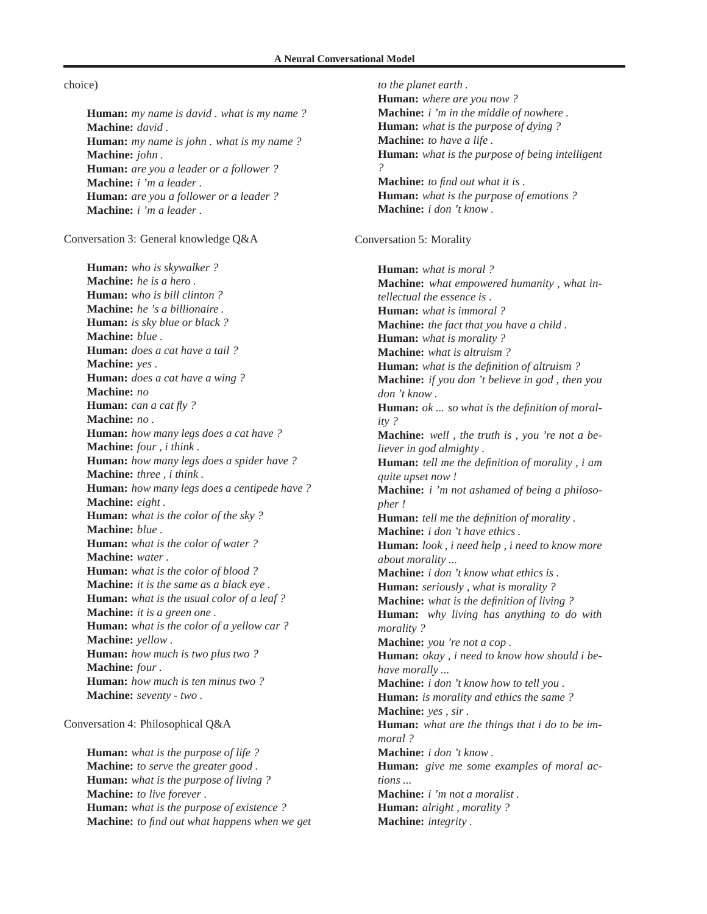choice)

**Human:** *my name is david . what is my name ?*
**Machine:** *david .*
**Human:** *my name is john . what is my name ?*
**Machine:** *john .*
**Human:** *are you a leader or a follower ?*
**Machine:** *i 'm a leader .*
**Human:** *are you a follower or a leader ?*
**Machine:** *i 'm a leader .*

Conversation 3: General knowledge Q&A

**Human:** *who is skywalker ?*
**Machine:** *he is a hero .*
**Human:** *who is bill clinton ?*
**Machine:** *he 's a billionaire .*
**Human:** *is sky blue or black ?*
**Machine:** *blue .*
**Human:** *does a cat have a tail ?*
**Machine:** *yes .*
**Human:** *does a cat have a wing ?*
**Machine:** *no*
**Human:** *can a cat fly ?*
**Machine:** *no .*
**Human:** *how many legs does a cat have ?*
**Machine:** *four , i think .*
**Human:** *how many legs does a spider have ?*
**Machine:** *three , i think .*
**Human:** *how many legs does a centipede have ?*
**Machine:** *eight .*
**Human:** *what is the color of the sky ?*
**Machine:** *blue .*
**Human:** *what is the color of water ?*
**Machine:** *water .*
**Human:** *what is the color of blood ?*
**Machine:** *it is the same as a black eye .*
**Human:** *what is the usual color of a leaf ?*
**Machine:** *it is a green one .*
**Human:** *what is the color of a yellow car ?*
**Machine:** *yellow .*
**Human:** *how much is two plus two ?*
**Machine:** *four .*
**Human:** *how much is ten minus two ?*
**Machine:** *seventy - two .*

Conversation 4: Philosophical Q&A

**Human:** *what is the purpose of life ?*
**Machine:** *to serve the greater good .*
**Human:** *what is the purpose of living ?*
**Machine:** *to live forever .*
**Human:** *what is the purpose of existence ?*
**Machine:** *to find out what happens when we get to the planet earth .*
**Human:** *where are you now ?*
**Machine:** *i 'm in the middle of nowhere .*
**Human:** *what is the purpose of dying ?*
**Machine:** *to have a life .*
**Human:** *what is the purpose of being intelligent ?*
**Machine:** *to find out what it is .*
**Human:** *what is the purpose of emotions ?*
**Machine:** *i don 't know .*

Conversation 5: Morality

**Human:** *what is moral ?*
**Machine:** *what empowered humanity , what intellectual the essence is .*
**Human:** *what is immoral ?*
**Machine:** *the fact that you have a child .*
**Human:** *what is morality ?*
**Machine:** *what is altruism ?*
**Human:** *what is the definition of altruism ?*
**Machine:** *if you don 't believe in god , then you don 't know .*
**Human:** *ok ... so what is the definition of morality ?*
**Machine:** *well , the truth is , you 're not a believer in god almighty .*
**Human:** *tell me the definition of morality , i am quite upset now !*
**Machine:** *i 'm not ashamed of being a philosopher !*
**Human:** *tell me the definition of morality .*
**Machine:** *i don 't have ethics .*
**Human:** *look , i need help , i need to know more about morality ...*
**Machine:** *i don 't know what ethics is .*
**Human:** *seriously , what is morality ?*
**Machine:** *what is the definition of living ?*
**Human:** *why living has anything to do with morality ?*
**Machine:** *you 're not a cop .*
**Human:** *okay , i need to know how should i behave morally ...*
**Machine:** *i don 't know how to tell you .*
**Human:** *is morality and ethics the same ?*
**Machine:** *yes , sir .*
**Human:** *what are the things that i do to be immoral ?*
**Machine:** *i don 't know .*
**Human:** *give me some examples of moral actions ...*
**Machine:** *i 'm not a moralist .*
**Human:** *alright , morality ?*
**Machine:** *integrity .*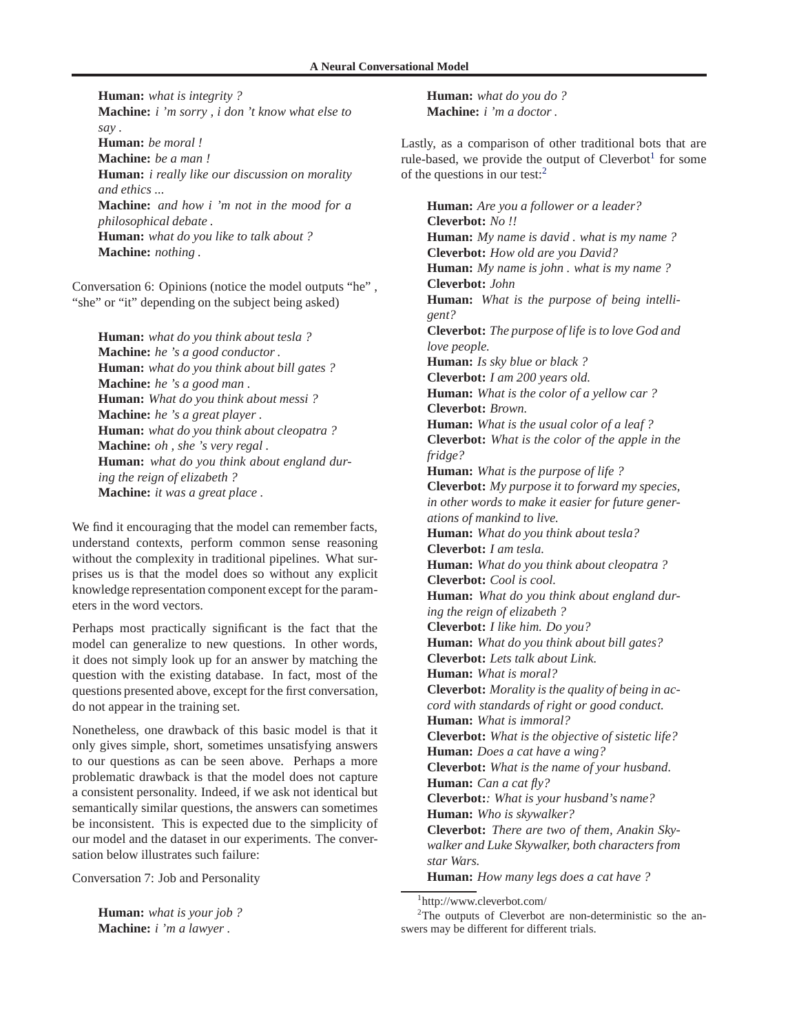**Human:** *what is integrity ?*
**Machine:** *i 'm sorry , i don 't know what else to say .*
**Human:** *be moral !*
**Machine:** *be a man !*
**Human:** *i really like our discussion on morality and ethics ...*
**Machine:** *and how i 'm not in the mood for a philosophical debate .*
**Human:** *what do you like to talk about ?*
**Machine:** *nothing .*

Conversation 6: Opinions (notice the model outputs "he" , "she" or "it" depending on the subject being asked)

**Human:** *what do you think about tesla ?*
**Machine:** *he 's a good conductor .*
**Human:** *what do you think about bill gates ?*
**Machine:** *he 's a good man .*
**Human:** *What do you think about messi ?*
**Machine:** *he 's a great player .*
**Human:** *what do you think about cleopatra ?*
**Machine:** *oh , she 's very regal .*
**Human:** *what do you think about england during the reign of elizabeth ?*
**Machine:** *it was a great place .*

We find it encouraging that the model can remember facts, understand contexts, perform common sense reasoning without the complexity in traditional pipelines. What surprises us is that the model does so without any explicit knowledge representation component except for the parameters in the word vectors.

Perhaps most practically significant is the fact that the model can generalize to new questions. In other words, it does not simply look up for an answer by matching the question with the existing database. In fact, most of the questions presented above, except for the first conversation, do not appear in the training set.

Nonetheless, one drawback of this basic model is that it only gives simple, short, sometimes unsatisfying answers to our questions as can be seen above. Perhaps a more problematic drawback is that the model does not capture a consistent personality. Indeed, if we ask not identical but semantically similar questions, the answers can sometimes be inconsistent. This is expected due to the simplicity of our model and the dataset in our experiments. The conversation below illustrates such failure:

Conversation 7: Job and Personality

**Human:** *what is your job ?*
**Machine:** *i 'm a lawyer .*
**Human:** *what do you do ?*
**Machine:** *i 'm a doctor .*

Lastly, as a comparison of other traditional bots that are rule-based, we provide the output of Cleverbot[1] for some of the questions in our test:[2]

**Human:** *Are you a follower or a leader?*
**Cleverbot:** *No !!*
**Human:** *My name is david . what is my name ?*
**Cleverbot:** *How old are you David?*
**Human:** *My name is john . what is my name ?*
**Cleverbot:** *John*
**Human:** *What is the purpose of being intelligent?*
**Cleverbot:** *The purpose of life is to love God and love people.*
**Human:** *Is sky blue or black ?*
**Cleverbot:** *I am 200 years old.*
**Human:** *What is the color of a yellow car ?*
**Cleverbot:** *Brown.*
**Human:** *What is the usual color of a leaf ?*
**Cleverbot:** *What is the color of the apple in the fridge?*
**Human:** *What is the purpose of life ?*
**Cleverbot:** *My purpose it to forward my species, in other words to make it easier for future generations of mankind to live.*
**Human:** *What do you think about tesla?*
**Cleverbot:** *I am tesla.*
**Human:** *What do you think about cleopatra ?*
**Cleverbot:** *Cool is cool.*
**Human:** *What do you think about england during the reign of elizabeth ?*
**Cleverbot:** *I like him. Do you?*
**Human:** *What do you think about bill gates?*
**Cleverbot:** *Lets talk about Link.*
**Human:** *What is moral?*
**Cleverbot:** *Morality is the quality of being in accord with standards of right or good conduct.*
**Human:** *What is immoral?*
**Cleverbot:** *What is the objective of sistetic life?*
**Human:** *Does a cat have a wing?*
**Cleverbot:** *What is the name of your husband.*
**Human:** *Can a cat fly?*
**Cleverbot:**: *What is your husband's name?*
**Human:** *Who is skywalker?*
**Cleverbot:** *There are two of them, Anakin Skywalker and Luke Skywalker, both characters from star Wars.*
**Human:** *How many legs does a cat have ?*

[1] http://www.cleverbot.com/

[2] The outputs of Cleverbot are non-deterministic so the answers may be different for different trials.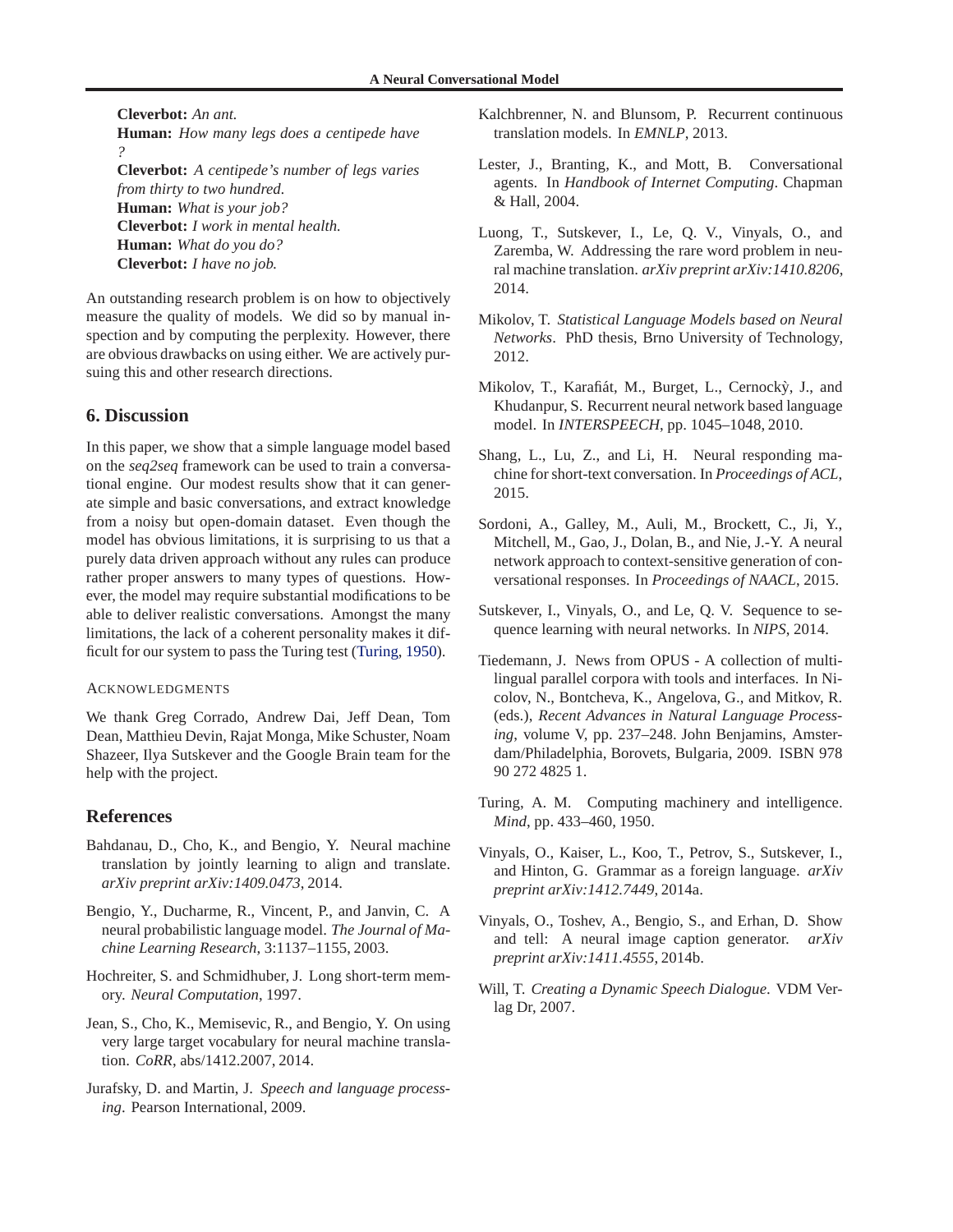**Cleverbot:** *An ant.*
**Human:** *How many legs does a centipede have ?*
**Cleverbot:** *A centipede's number of legs varies from thirty to two hundred.*
**Human:** *What is your job?*
**Cleverbot:** *I work in mental health.*
**Human:** *What do you do?*
**Cleverbot:** *I have no job.*

An outstanding research problem is on how to objectively measure the quality of models. We did so by manual inspection and by computing the perplexity. However, there are obvious drawbacks on using either. We are actively pursuing this and other research directions.

## 6. Discussion

In this paper, we show that a simple language model based on the *seq2seq* framework can be used to train a conversational engine. Our modest results show that it can generate simple and basic conversations, and extract knowledge from a noisy but open-domain dataset. Even though the model has obvious limitations, it is surprising to us that a purely data driven approach without any rules can produce rather proper answers to many types of questions. However, the model may require substantial modifications to be able to deliver realistic conversations. Amongst the many limitations, the lack of a coherent personality makes it difficult for our system to pass the Turing test (Turing, 1950).

ACKNOWLEDGMENTS

We thank Greg Corrado, Andrew Dai, Jeff Dean, Tom Dean, Matthieu Devin, Rajat Monga, Mike Schuster, Noam Shazeer, Ilya Sutskever and the Google Brain team for the help with the project.

## References

Bahdanau, D., Cho, K., and Bengio, Y. Neural machine translation by jointly learning to align and translate. *arXiv preprint arXiv:1409.0473*, 2014.

Bengio, Y., Ducharme, R., Vincent, P., and Janvin, C. A neural probabilistic language model. *The Journal of Machine Learning Research*, 3:1137–1155, 2003.

Hochreiter, S. and Schmidhuber, J. Long short-term memory. *Neural Computation*, 1997.

Jean, S., Cho, K., Memisevic, R., and Bengio, Y. On using very large target vocabulary for neural machine translation. *CoRR*, abs/1412.2007, 2014.

Jurafsky, D. and Martin, J. *Speech and language processing*. Pearson International, 2009.

Kalchbrenner, N. and Blunsom, P. Recurrent continuous translation models. In *EMNLP*, 2013.

Lester, J., Branting, K., and Mott, B. Conversational agents. In *Handbook of Internet Computing*. Chapman & Hall, 2004.

Luong, T., Sutskever, I., Le, Q. V., Vinyals, O., and Zaremba, W. Addressing the rare word problem in neural machine translation. *arXiv preprint arXiv:1410.8206*, 2014.

Mikolov, T. *Statistical Language Models based on Neural Networks*. PhD thesis, Brno University of Technology, 2012.

Mikolov, T., Karafiát, M., Burget, L., Cernockỳ, J., and Khudanpur, S. Recurrent neural network based language model. In *INTERSPEECH*, pp. 1045–1048, 2010.

Shang, L., Lu, Z., and Li, H. Neural responding machine for short-text conversation. In *Proceedings of ACL*, 2015.

Sordoni, A., Galley, M., Auli, M., Brockett, C., Ji, Y., Mitchell, M., Gao, J., Dolan, B., and Nie, J.-Y. A neural network approach to context-sensitive generation of conversational responses. In *Proceedings of NAACL*, 2015.

Sutskever, I., Vinyals, O., and Le, Q. V. Sequence to sequence learning with neural networks. In *NIPS*, 2014.

Tiedemann, J. News from OPUS - A collection of multilingual parallel corpora with tools and interfaces. In Nicolov, N., Bontcheva, K., Angelova, G., and Mitkov, R. (eds.), *Recent Advances in Natural Language Processing*, volume V, pp. 237–248. John Benjamins, Amsterdam/Philadelphia, Borovets, Bulgaria, 2009. ISBN 978 90 272 4825 1.

Turing, A. M. Computing machinery and intelligence. *Mind*, pp. 433–460, 1950.

Vinyals, O., Kaiser, L., Koo, T., Petrov, S., Sutskever, I., and Hinton, G. Grammar as a foreign language. *arXiv preprint arXiv:1412.7449*, 2014a.

Vinyals, O., Toshev, A., Bengio, S., and Erhan, D. Show and tell: A neural image caption generator. *arXiv preprint arXiv:1411.4555*, 2014b.

Will, T. *Creating a Dynamic Speech Dialogue*. VDM Verlag Dr, 2007.